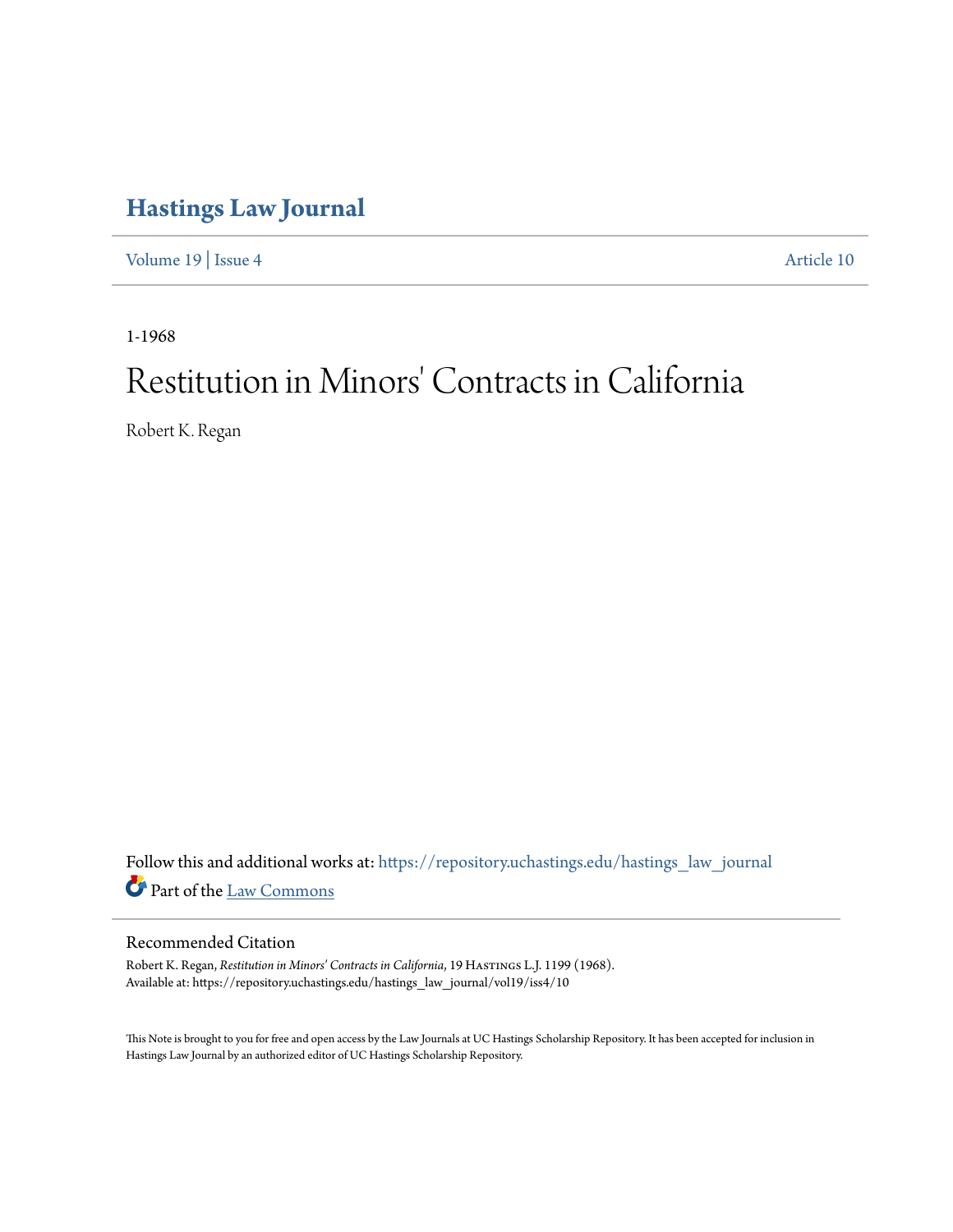# Hastings Law Journal

Volume 19 | Issue 4 Article 10

1-1968

# Restitution in Minors' Contracts in California

Robert K. Regan

Follow this and additional works at: https://repository.uchastings.edu/hastings_law_journal

Part of the Law Commons

## Recommended Citation

Robert K. Regan, *Restitution in Minors' Contracts in California*, 19 Hastings L.J. 1199 (1968).
Available at: https://repository.uchastings.edu/hastings_law_journal/vol19/iss4/10

This Note is brought to you for free and open access by the Law Journals at UC Hastings Scholarship Repository. It has been accepted for inclusion in Hastings Law Journal by an authorized editor of UC Hastings Scholarship Repository.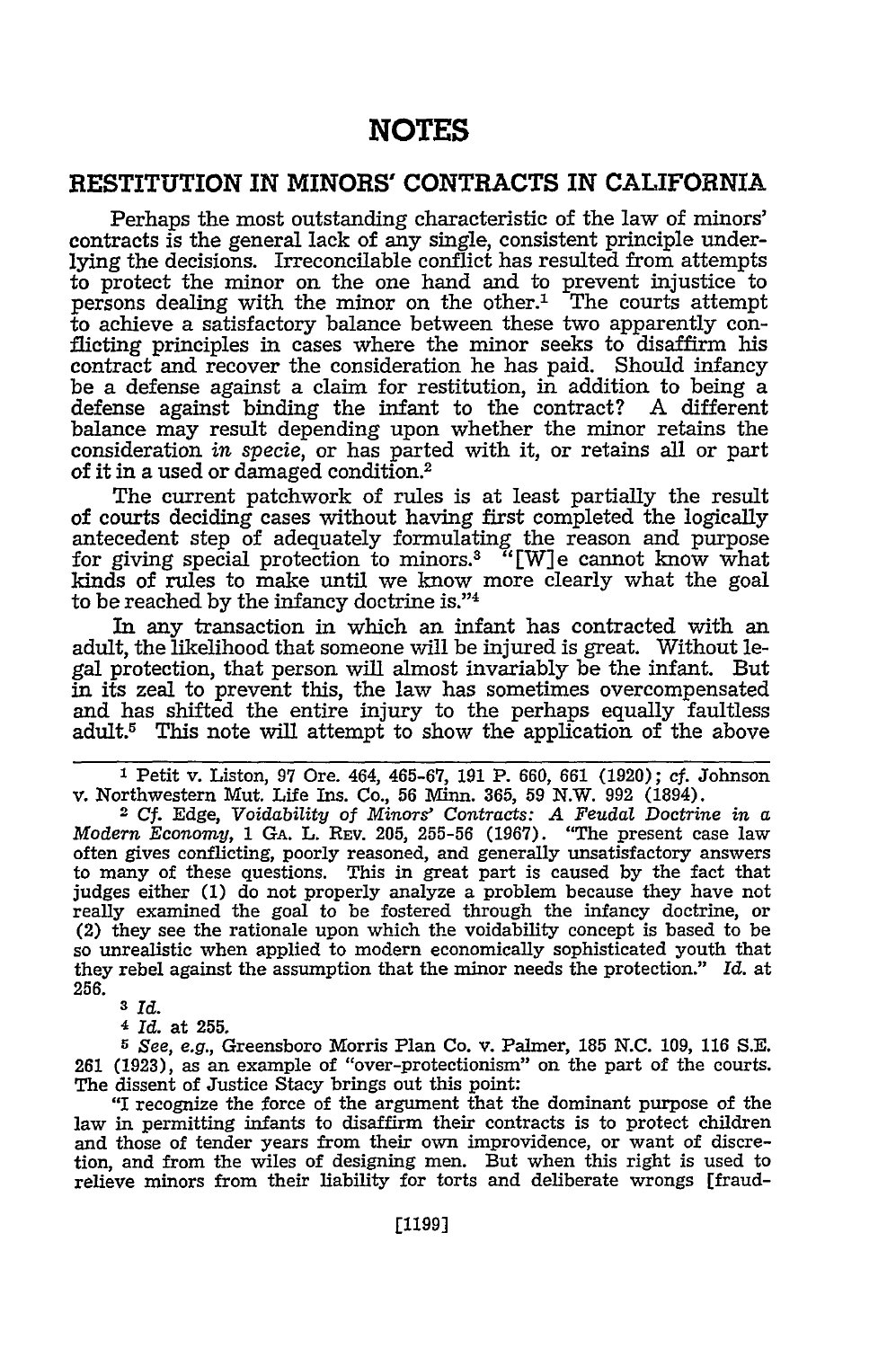# NOTES

## RESTITUTION IN MINORS' CONTRACTS IN CALIFORNIA

Perhaps the most outstanding characteristic of the law of minors' contracts is the general lack of any single, consistent principle underlying the decisions. Irreconcilable conflict has resulted from attempts to protect the minor on the one hand and to prevent injustice to persons dealing with the minor on the other.[1] The courts attempt to achieve a satisfactory balance between these two apparently conflicting principles in cases where the minor seeks to disaffirm his contract and recover the consideration he has paid. Should infancy be a defense against a claim for restitution, in addition to being a defense against binding the infant to the contract? A different balance may result depending upon whether the minor retains the consideration *in specie*, or has parted with it, or retains all or part of it in a used or damaged condition.[2]

The current patchwork of rules is at least partially the result of courts deciding cases without having first completed the logically antecedent step of adequately formulating the reason and purpose for giving special protection to minors.[3] "[W]e cannot know what kinds of rules to make until we know more clearly what the goal to be reached by the infancy doctrine is."[4]

In any transaction in which an infant has contracted with an adult, the likelihood that someone will be injured is great. Without legal protection, that person will almost invariably be the infant. But in its zeal to prevent this, the law has sometimes overcompensated and has shifted the entire injury to the perhaps equally faultless adult.[5] This note will attempt to show the application of the above

---

[1] Petit v. Liston, 97 Ore. 464, 465-67, 191 P. 660, 661 (1920); *cf.* Johnson v. Northwestern Mut. Life Ins. Co., 56 Minn. 365, 59 N.W. 992 (1894).

[2] *Cf.* Edge, *Voidability of Minors' Contracts: A Feudal Doctrine in a Modern Economy*, 1 GA. L. REV. 205, 255-56 (1967). "The present case law often gives conflicting, poorly reasoned, and generally unsatisfactory answers to many of these questions. This in great part is caused by the fact that judges either (1) do not properly analyze a problem because they have not really examined the goal to be fostered through the infancy doctrine, or (2) they see the rationale upon which the voidability concept is based to be so unrealistic when applied to modern economically sophisticated youth that they rebel against the assumption that the minor needs the protection." *Id.* at 256.

[3] *Id.*

[4] *Id.* at 255.

[5] *See, e.g.*, Greensboro Morris Plan Co. v. Palmer, 185 N.C. 109, 116 S.E. 261 (1923), as an example of "over-protectionism" on the part of the courts. The dissent of Justice Stacy brings out this point:

"I recognize the force of the argument that the dominant purpose of the law in permitting infants to disaffirm their contracts is to protect children and those of tender years from their own improvidence, or want of discretion, and from the wiles of designing men. But when this right is used to relieve minors from their liability for torts and deliberate wrongs [fraud-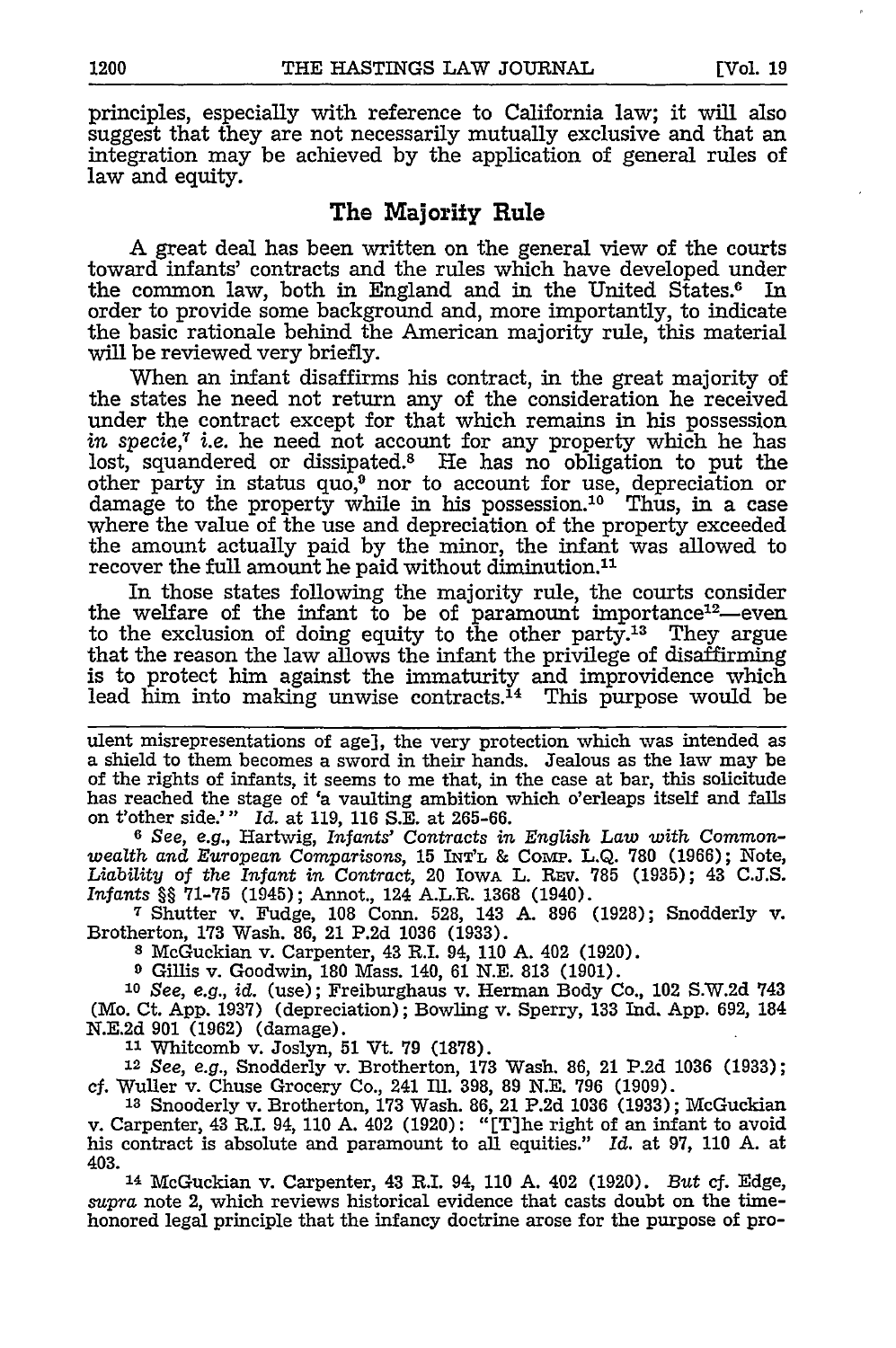principles, especially with reference to California law; it will also suggest that they are not necessarily mutually exclusive and that an integration may be achieved by the application of general rules of law and equity.

## The Majority Rule

A great deal has been written on the general view of the courts toward infants' contracts and the rules which have developed under the common law, both in England and in the United States.[6] In order to provide some background and, more importantly, to indicate the basic rationale behind the American majority rule, this material will be reviewed very briefly.

When an infant disaffirms his contract, in the great majority of the states he need not return any of the consideration he received under the contract except for that which remains in his possession *in specie*,[7] *i.e.* he need not account for any property which he has lost, squandered or dissipated.[8] He has no obligation to put the other party in status quo,[9] nor to account for use, depreciation or damage to the property while in his possession.[10] Thus, in a case where the value of the use and depreciation of the property exceeded the amount actually paid by the minor, the infant was allowed to recover the full amount he paid without diminution.[11]

In those states following the majority rule, the courts consider the welfare of the infant to be of paramount importance[12]—even to the exclusion of doing equity to the other party.[13] They argue that the reason the law allows the infant the privilege of disaffirming is to protect him against the immaturity and improvidence which lead him into making unwise contracts.[14] This purpose would be

---

ulent misrepresentations of age], the very protection which was intended as a shield to them becomes a sword in their hands. Jealous as the law may be of the rights of infants, it seems to me that, in the case at bar, this solicitude has reached the stage of 'a vaulting ambition which o'erleaps itself and falls on t'other side.'" *Id.* at 119, 116 S.E. at 265-66.

[6] *See, e.g.*, Hartwig, *Infants' Contracts in English Law with Commonwealth and European Comparisons*, 15 INT'L & COMP. L.Q. 780 (1966); Note, *Liability of the Infant in Contract*, 20 IOWA L. REV. 785 (1935); 43 C.J.S. *Infants* §§ 71-75 (1945); Annot., 124 A.L.R. 1368 (1940).

[7] Shutter v. Fudge, 108 Conn. 528, 143 A. 896 (1928); Snodderly v. Brotherton, 173 Wash. 86, 21 P.2d 1036 (1933).

[8] McGuckian v. Carpenter, 43 R.I. 94, 110 A. 402 (1920).

[9] Gillis v. Goodwin, 180 Mass. 140, 61 N.E. 813 (1901).

[10] *See, e.g., id.* (use); Freiburghaus v. Herman Body Co., 102 S.W.2d 743 (Mo. Ct. App. 1937) (depreciation); Bowling v. Sperry, 133 Ind. App. 692, 184 N.E.2d 901 (1962) (damage).

[11] Whitcomb v. Joslyn, 51 Vt. 79 (1878).

[12] *See, e.g.*, Snodderly v. Brotherton, 173 Wash. 86, 21 P.2d 1036 (1933); *cf.* Wuller v. Chuse Grocery Co., 241 Ill. 398, 89 N.E. 796 (1909).

[13] Snooderly v. Brotherton, 173 Wash. 86, 21 P.2d 1036 (1933); McGuckian v. Carpenter, 43 R.I. 94, 110 A. 402 (1920): "[T]he right of an infant to avoid his contract is absolute and paramount to all equities." *Id.* at 97, 110 A. at 403.

[14] McGuckian v. Carpenter, 43 R.I. 94, 110 A. 402 (1920). *But cf.* Edge, *supra* note 2, which reviews historical evidence that casts doubt on the time-honored legal principle that the infancy doctrine arose for the purpose of pro-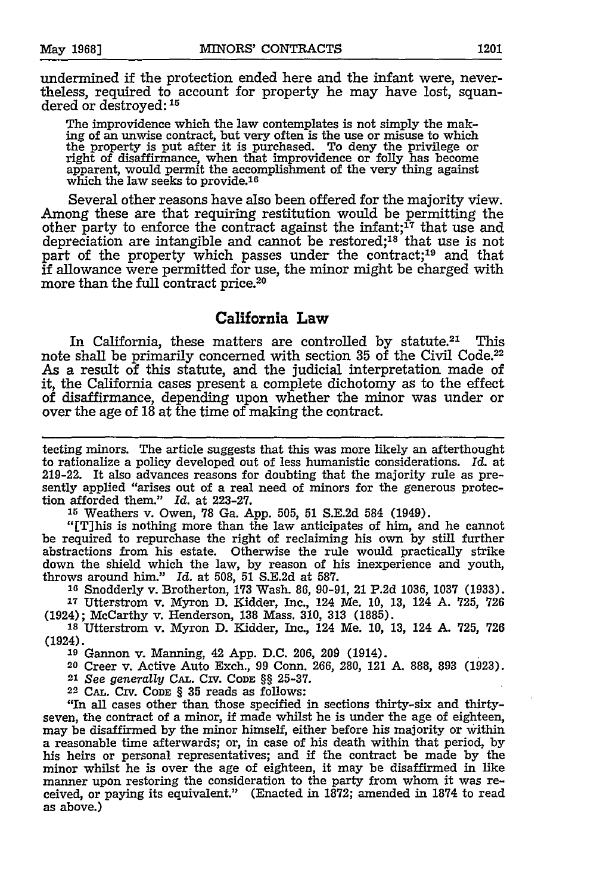undermined if the protection ended here and the infant were, nevertheless, required to account for property he may have lost, squandered or destroyed:[15]

> The improvidence which the law contemplates is not simply the making of an unwise contract, but very often is the use or misuse to which the property is put after it is purchased. To deny the privilege or right of disaffirmance, when that improvidence or folly has become apparent, would permit the accomplishment of the very thing against which the law seeks to provide.[16]

Several other reasons have also been offered for the majority view. Among these are that requiring restitution would be permitting the other party to enforce the contract against the infant;[17] that use and depreciation are intangible and cannot be restored;[18] that use is not part of the property which passes under the contract;[19] and that if allowance were permitted for use, the minor might be charged with more than the full contract price.[20]

## California Law

In California, these matters are controlled by statute.[21] This note shall be primarily concerned with section 35 of the Civil Code.[22] As a result of this statute, and the judicial interpretation made of it, the California cases present a complete dichotomy as to the effect of disaffirmance, depending upon whether the minor was under or over the age of 18 at the time of making the contract.

---

tecting minors. The article suggests that this was more likely an afterthought to rationalize a policy developed out of less humanistic considerations. *Id.* at 219-22. It also advances reasons for doubting that the majority rule as presently applied "arises out of a real need of minors for the generous protection afforded them." *Id.* at 223-27.

[15] Weathers v. Owen, 78 Ga. App. 505, 51 S.E.2d 584 (1949).

"[T]his is nothing more than the law anticipates of him, and he cannot be required to repurchase the right of reclaiming his own by still further abstractions from his estate. Otherwise the rule would practically strike down the shield which the law, by reason of his inexperience and youth, throws around him." *Id.* at 508, 51 S.E.2d at 587.

[16] Snodderly v. Brotherton, 173 Wash. 86, 90-91, 21 P.2d 1036, 1037 (1933).

[17] Utterstrom v. Myron D. Kidder, Inc., 124 Me. 10, 13, 124 A. 725, 726 (1924); McCarthy v. Henderson, 138 Mass. 310, 313 (1885).

[18] Utterstrom v. Myron D. Kidder, Inc., 124 Me. 10, 13, 124 A. 725, 726 (1924).

[19] Gannon v. Manning, 42 App. D.C. 206, 209 (1914).

[20] Creer v. Active Auto Exch., 99 Conn. 266, 280, 121 A. 888, 893 (1923).

[21] *See generally* CAL. CIV. CODE §§ 25-37.

[22] CAL. CIV. CODE § 35 reads as follows:

"In all cases other than those specified in sections thirty-six and thirty-seven, the contract of a minor, if made whilst he is under the age of eighteen, may be disaffirmed by the minor himself, either before his majority or within a reasonable time afterwards; or, in case of his death within that period, by his heirs or personal representatives; and if the contract be made by the minor whilst he is over the age of eighteen, it may be disaffirmed in like manner upon restoring the consideration to the party from whom it was received, or paying its equivalent." (Enacted in 1872; amended in 1874 to read as above.)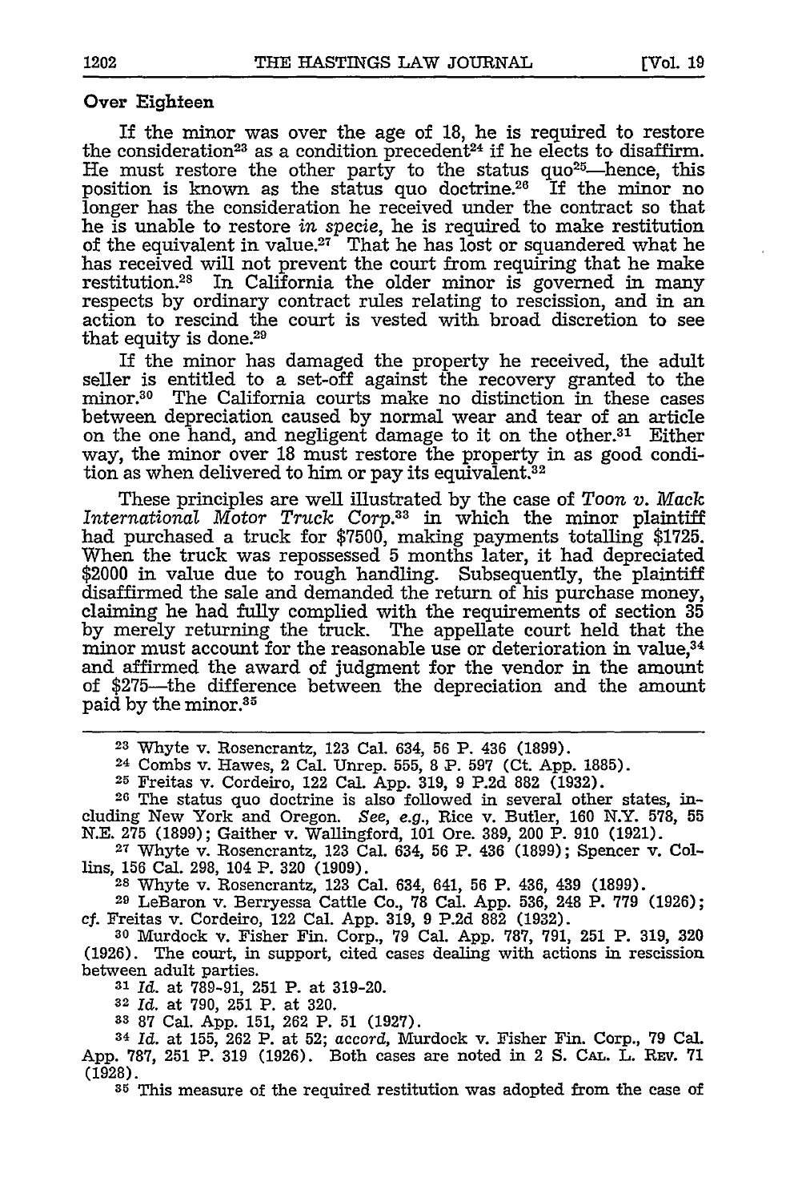### Over Eighteen

If the minor was over the age of 18, he is required to restore the consideration[23] as a condition precedent[24] if he elects to disaffirm. He must restore the other party to the status quo[25]—hence, this position is known as the status quo doctrine.[26] If the minor no longer has the consideration he received under the contract so that he is unable to restore *in specie*, he is required to make restitution of the equivalent in value.[27] That he has lost or squandered what he has received will not prevent the court from requiring that he make restitution.[28] In California the older minor is governed in many respects by ordinary contract rules relating to rescission, and in an action to rescind the court is vested with broad discretion to see that equity is done.[29]

If the minor has damaged the property he received, the adult seller is entitled to a set-off against the recovery granted to the minor.[30] The California courts make no distinction in these cases between depreciation caused by normal wear and tear of an article on the one hand, and negligent damage to it on the other.[31] Either way, the minor over 18 must restore the property in as good condition as when delivered to him or pay its equivalent.[32]

These principles are well illustrated by the case of *Toon v. Mack International Motor Truck Corp.*[33] in which the minor plaintiff had purchased a truck for $7500, making payments totalling $1725. When the truck was repossessed 5 months later, it had depreciated $2000 in value due to rough handling. Subsequently, the plaintiff disaffirmed the sale and demanded the return of his purchase money, claiming he had fully complied with the requirements of section 35 by merely returning the truck. The appellate court held that the minor must account for the reasonable use or deterioration in value,[34] and affirmed the award of judgment for the vendor in the amount of $275—the difference between the depreciation and the amount paid by the minor.[35]

---

[23] Whyte v. Rosencrantz, 123 Cal. 634, 56 P. 436 (1899).

[24] Combs v. Hawes, 2 Cal. Unrep. 555, 8 P. 597 (Ct. App. 1885).

[25] Freitas v. Cordeiro, 122 Cal. App. 319, 9 P.2d 882 (1932).

[26] The status quo doctrine is also followed in several other states, including New York and Oregon. *See, e.g.*, Rice v. Butler, 160 N.Y. 578, 55 N.E. 275 (1899); Gaither v. Wallingford, 101 Ore. 389, 200 P. 910 (1921).

[27] Whyte v. Rosencrantz, 123 Cal. 634, 56 P. 436 (1899); Spencer v. Collins, 156 Cal. 298, 104 P. 320 (1909).

[28] Whyte v. Rosencrantz, 123 Cal. 634, 641, 56 P. 436, 439 (1899).

[29] LeBaron v. Berryessa Cattle Co., 78 Cal. App. 536, 248 P. 779 (1926); *cf.* Freitas v. Cordeiro, 122 Cal. App. 319, 9 P.2d 882 (1932).

[30] Murdock v. Fisher Fin. Corp., 79 Cal. App. 787, 791, 251 P. 319, 320 (1926). The court, in support, cited cases dealing with actions in rescission between adult parties.

[31] *Id.* at 789-91, 251 P. at 319-20.

[32] *Id.* at 790, 251 P. at 320.

[33] 87 Cal. App. 151, 262 P. 51 (1927).

[34] *Id.* at 155, 262 P. at 52; *accord*, Murdock v. Fisher Fin. Corp., 79 Cal. App. 787, 251 P. 319 (1926). Both cases are noted in 2 S. CAL. L. REV. 71 (1928).

[35] This measure of the required restitution was adopted from the case of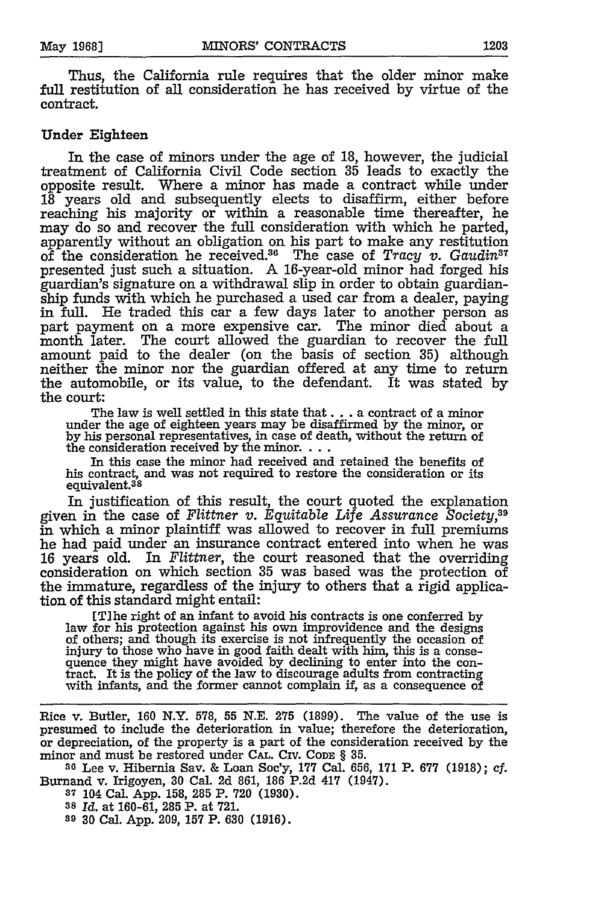Thus, the California rule requires that the older minor make full restitution of all consideration he has received by virtue of the contract.

### Under Eighteen

In the case of minors under the age of 18, however, the judicial treatment of California Civil Code section 35 leads to exactly the opposite result. Where a minor has made a contract while under 18 years old and subsequently elects to disaffirm, either before reaching his majority or within a reasonable time thereafter, he may do so and recover the full consideration with which he parted, apparently without an obligation on his part to make any restitution of the consideration he received.[36] The case of *Tracy v. Gaudin*[37] presented just such a situation. A 16-year-old minor had forged his guardian's signature on a withdrawal slip in order to obtain guardianship funds with which he purchased a used car from a dealer, paying in full. He traded this car a few days later to another person as part payment on a more expensive car. The minor died about a month later. The court allowed the guardian to recover the full amount paid to the dealer (on the basis of section 35) although neither the minor nor the guardian offered at any time to return the automobile, or its value, to the defendant. It was stated by the court:

> The law is well settled in this state that . . . a contract of a minor under the age of eighteen years may be disaffirmed by the minor, or by his personal representatives, in case of death, without the return of the consideration received by the minor. . . .
>
> In this case the minor had received and retained the benefits of his contract, and was not required to restore the consideration or its equivalent.[38]

In justification of this result, the court quoted the explanation given in the case of *Flittner v. Equitable Life Assurance Society*,[39] in which a minor plaintiff was allowed to recover in full premiums he had paid under an insurance contract entered into when he was 16 years old. In *Flittner*, the court reasoned that the overriding consideration on which section 35 was based was the protection of the immature, regardless of the injury to others that a rigid application of this standard might entail:

> [T]he right of an infant to avoid his contracts is one conferred by law for his protection against his own improvidence and the designs of others; and though its exercise is not infrequently the occasion of injury to those who have in good faith dealt with him, this is a consequence they might have avoided by declining to enter into the contract. It is the policy of the law to discourage adults from contracting with infants, and the former cannot complain if, as a consequence of

---

Rice v. Butler, 160 N.Y. 578, 55 N.E. 275 (1899). The value of the use is presumed to include the deterioration in value; therefore the deterioration, or depreciation, of the property is a part of the consideration received by the minor and must be restored under CAL. CIV. CODE § 35.

[36] Lee v. Hibernia Sav. & Loan Soc'y, 177 Cal. 656, 171 P. 677 (1918); *cf.* Burnand v. Irigoyen, 30 Cal. 2d 861, 186 P.2d 417 (1947).

[37] 104 Cal. App. 158, 285 P. 720 (1930).

[38] *Id.* at 160-61, 285 P. at 721.

[39] 30 Cal. App. 209, 157 P. 630 (1916).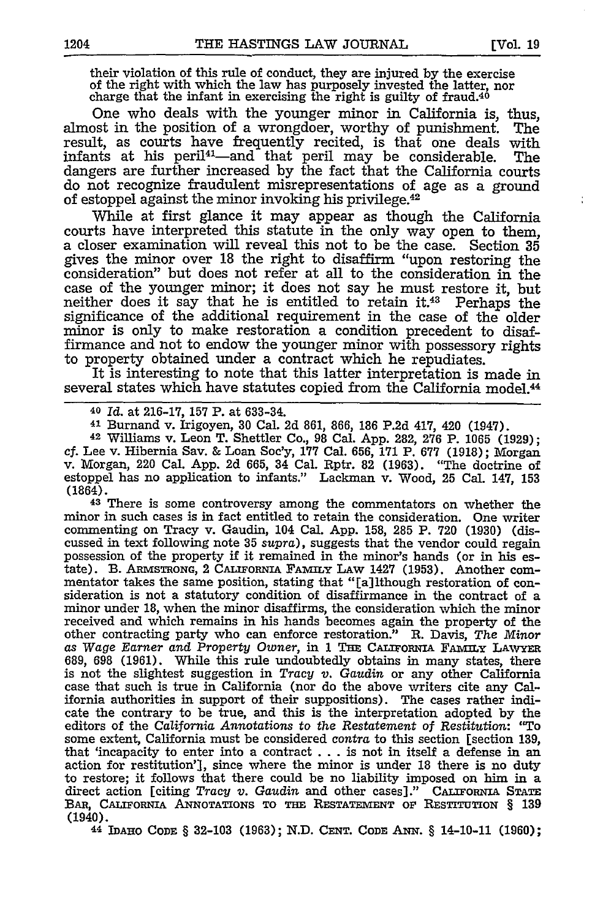their violation of this rule of conduct, they are injured by the exercise of the right with which the law has purposely invested the latter, nor charge that the infant in exercising the right is guilty of fraud.[40]

One who deals with the younger minor in California is, thus, almost in the position of a wrongdoer, worthy of punishment. The result, as courts have frequently recited, is that one deals with infants at his peril[41]—and that peril may be considerable. The dangers are further increased by the fact that the California courts do not recognize fraudulent misrepresentations of age as a ground of estoppel against the minor invoking his privilege.[42]

While at first glance it may appear as though the California courts have interpreted this statute in the only way open to them, a closer examination will reveal this not to be the case. Section 35 gives the minor over 18 the right to disaffirm "upon restoring the consideration" but does not refer at all to the consideration in the case of the younger minor; it does not say he must restore it, but neither does it say that he is entitled to retain it.[43] Perhaps the significance of the additional requirement in the case of the older minor is only to make restoration a condition precedent to disaffirmance and not to endow the younger minor with possessory rights to property obtained under a contract which he repudiates.

It is interesting to note that this latter interpretation is made in several states which have statutes copied from the California model.[44]

---

[40] *Id.* at 216-17, 157 P. at 633-34.

[41] Burnand v. Irigoyen, 30 Cal. 2d 861, 866, 186 P.2d 417, 420 (1947).

[42] Williams v. Leon T. Shettler Co., 98 Cal. App. 282, 276 P. 1065 (1929); *cf.* Lee v. Hibernia Sav. & Loan Soc'y, 177 Cal. 656, 171 P. 677 (1918); Morgan v. Morgan, 220 Cal. App. 2d 665, 34 Cal. Rptr. 82 (1963). "The doctrine of estoppel has no application to infants." Lackman v. Wood, 25 Cal. 147, 153 (1864).

[43] There is some controversy among the commentators on whether the minor in such cases is in fact entitled to retain the consideration. One writer commenting on Tracy v. Gaudin, 104 Cal. App. 158, 285 P. 720 (1930) (discussed in text following note 35 *supra*), suggests that the vendor could regain possession of the property if it remained in the minor's hands (or in his estate). B. ARMSTRONG, 2 CALIFORNIA FAMILY LAW 1427 (1953). Another commentator takes the same position, stating that "[a]lthough restoration of consideration is not a statutory condition of disaffirmance in the contract of a minor under 18, when the minor disaffirms, the consideration which the minor received and which remains in his hands becomes again the property of the other contracting party who can enforce restoration." R. Davis, *The Minor as Wage Earner and Property Owner*, in 1 THE CALIFORNIA FAMILY LAWYER 689, 698 (1961). While this rule undoubtedly obtains in many states, there is not the slightest suggestion in *Tracy v. Gaudin* or any other California case that such is true in California (nor do the above writers cite any California authorities in support of their suppositions). The cases rather indicate the contrary to be true, and this is the interpretation adopted by the editors of the *California Annotations to the Restatement of Restitution*: "To some extent, California must be considered *contra* to this section [section 139, that 'incapacity to enter into a contract . . . is not in itself a defense in an action for restitution'], since where the minor is under 18 there is no duty to restore; it follows that there could be no liability imposed on him in a direct action [citing *Tracy v. Gaudin* and other cases]." CALIFORNIA STATE BAR, CALIFORNIA ANNOTATIONS TO THE RESTATEMENT OF RESTITUTION § 139 (1940).

[44] IDAHO CODE § 32-103 (1963); N.D. CENT. CODE ANN. § 14-10-11 (1960);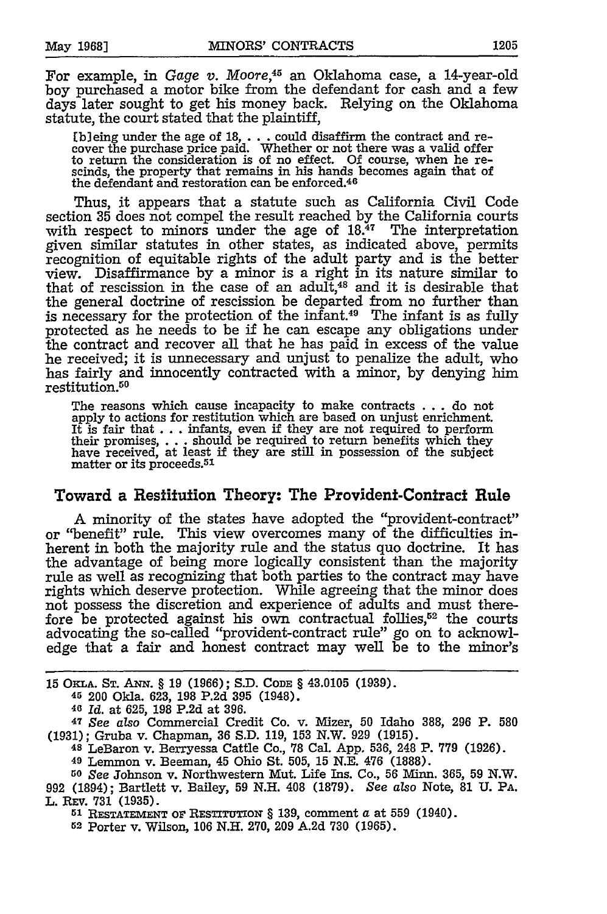For example, in *Gage v. Moore*,[45] an Oklahoma case, a 14-year-old boy purchased a motor bike from the defendant for cash and a few days later sought to get his money back. Relying on the Oklahoma statute, the court stated that the plaintiff,

> [b]eing under the age of 18, . . . could disaffirm the contract and recover the purchase price paid. Whether or not there was a valid offer to return the consideration is of no effect. Of course, when he rescinds, the property that remains in his hands becomes again that of the defendant and restoration can be enforced.[46]

Thus, it appears that a statute such as California Civil Code section 35 does not compel the result reached by the California courts with respect to minors under the age of 18.[47] The interpretation given similar statutes in other states, as indicated above, permits recognition of equitable rights of the adult party and is the better view. Disaffirmance by a minor is a right in its nature similar to that of rescission in the case of an adult,[48] and it is desirable that the general doctrine of rescission be departed from no further than is necessary for the protection of the infant.[49] The infant is as fully protected as he needs to be if he can escape any obligations under the contract and recover all that he has paid in excess of the value he received; it is unnecessary and unjust to penalize the adult, who has fairly and innocently contracted with a minor, by denying him restitution.[50]

> The reasons which cause incapacity to make contracts . . . do not apply to actions for restitution which are based on unjust enrichment. It is fair that . . . infants, even if they are not required to perform their promises, . . . should be required to return benefits which they have received, at least if they are still in possession of the subject matter or its proceeds.[51]

## Toward a Restitution Theory: The Provident-Contract Rule

A minority of the states have adopted the "provident-contract" or "benefit" rule. This view overcomes many of the difficulties inherent in both the majority rule and the status quo doctrine. It has the advantage of being more logically consistent than the majority rule as well as recognizing that both parties to the contract may have rights which deserve protection. While agreeing that the minor does not possess the discretion and experience of adults and must therefore be protected against his own contractual follies,[52] the courts advocating the so-called "provident-contract rule" go on to acknowledge that a fair and honest contract may well be to the minor's

---

15 OKLA. ST. ANN. § 19 (1966); S.D. CODE § 43.0105 (1939).

45 200 Okla. 623, 198 P.2d 395 (1948).

46 *Id.* at 625, 198 P.2d at 396.

47 *See also* Commercial Credit Co. v. Mizer, 50 Idaho 388, 296 P. 580 (1931); Gruba v. Chapman, 36 S.D. 119, 153 N.W. 929 (1915).

48 LeBaron v. Berryessa Cattle Co., 78 Cal. App. 536, 248 P. 779 (1926).

49 Lemmon v. Beeman, 45 Ohio St. 505, 15 N.E. 476 (1888).

50 *See* Johnson v. Northwestern Mut. Life Ins. Co., 56 Minn. 365, 59 N.W. 992 (1894); Bartlett v. Bailey, 59 N.H. 408 (1879). *See also* Note, 81 U. PA. L. REV. 731 (1935).

51 RESTATEMENT OF RESTITUTION § 139, comment *a* at 559 (1940).

52 Porter v. Wilson, 106 N.H. 270, 209 A.2d 730 (1965).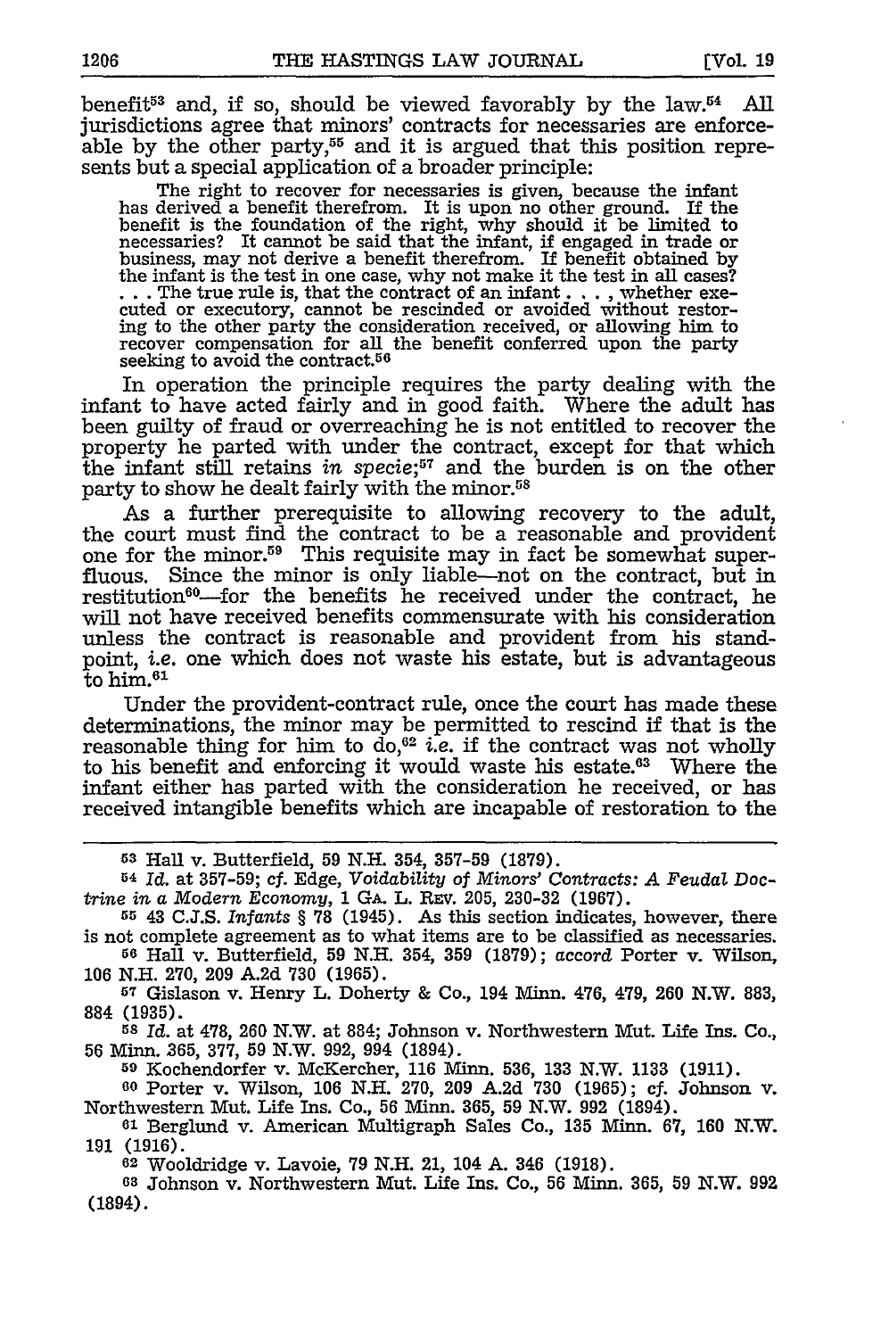benefit[53] and, if so, should be viewed favorably by the law.[54] All jurisdictions agree that minors' contracts for necessaries are enforceable by the other party,[55] and it is argued that this position represents but a special application of a broader principle:

> The right to recover for necessaries is given, because the infant has derived a benefit therefrom. It is upon no other ground. If the benefit is the foundation of the right, why should it be limited to necessaries? It cannot be said that the infant, if engaged in trade or business, may not derive a benefit therefrom. If benefit obtained by the infant is the test in one case, why not make it the test in all cases? . . . The true rule is, that the contract of an infant . . . , whether executed or executory, cannot be rescinded or avoided without restoring to the other party the consideration received, or allowing him to recover compensation for all the benefit conferred upon the party seeking to avoid the contract.[56]

In operation the principle requires the party dealing with the infant to have acted fairly and in good faith. Where the adult has been guilty of fraud or overreaching he is not entitled to recover the property he parted with under the contract, except for that which the infant still retains *in specie*;[57] and the burden is on the other party to show he dealt fairly with the minor.[58]

As a further prerequisite to allowing recovery to the adult, the court must find the contract to be a reasonable and provident one for the minor.[59] This requisite may in fact be somewhat superfluous. Since the minor is only liable—not on the contract, but in restitution[60]—for the benefits he received under the contract, he will not have received benefits commensurate with his consideration unless the contract is reasonable and provident from his standpoint, *i.e.* one which does not waste his estate, but is advantageous to him.[61]

Under the provident-contract rule, once the court has made these determinations, the minor may be permitted to rescind if that is the reasonable thing for him to do,[62] *i.e.* if the contract was not wholly to his benefit and enforcing it would waste his estate.[63] Where the infant either has parted with the consideration he received, or has received intangible benefits which are incapable of restoration to the

---

[53] Hall v. Butterfield, 59 N.H. 354, 357-59 (1879).

[54] *Id.* at 357-59; *cf.* Edge, *Voidability of Minors' Contracts: A Feudal Doctrine in a Modern Economy*, 1 GA. L. REV. 205, 230-32 (1967).

[55] 43 C.J.S. *Infants* § 78 (1945). As this section indicates, however, there is not complete agreement as to what items are to be classified as necessaries.

[56] Hall v. Butterfield, 59 N.H. 354, 359 (1879); *accord* Porter v. Wilson, 106 N.H. 270, 209 A.2d 730 (1965).

[57] Gislason v. Henry L. Doherty & Co., 194 Minn. 476, 479, 260 N.W. 883, 884 (1935).

[58] *Id.* at 478, 260 N.W. at 884; Johnson v. Northwestern Mut. Life Ins. Co., 56 Minn. 365, 377, 59 N.W. 992, 994 (1894).

[59] Kochendorfer v. McKercher, 116 Minn. 536, 133 N.W. 1133 (1911).

[60] Porter v. Wilson, 106 N.H. 270, 209 A.2d 730 (1965); *cf.* Johnson v. Northwestern Mut. Life Ins. Co., 56 Minn. 365, 59 N.W. 992 (1894).

[61] Berglund v. American Multigraph Sales Co., 135 Minn. 67, 160 N.W. 191 (1916).

[62] Wooldridge v. Lavoie, 79 N.H. 21, 104 A. 346 (1918).

[63] Johnson v. Northwestern Mut. Life Ins. Co., 56 Minn. 365, 59 N.W. 992 (1894).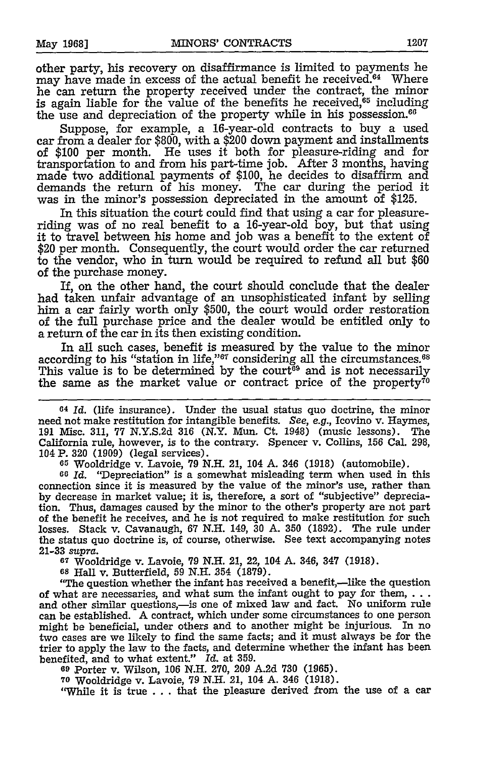other party, his recovery on disaffirmance is limited to payments he may have made in excess of the actual benefit he received.[64] Where he can return the property received under the contract, the minor is again liable for the value of the benefits he received,[65] including the use and depreciation of the property while in his possession.[66]

Suppose, for example, a 16-year-old contracts to buy a used car from a dealer for $800, with a $200 down payment and installments of $100 per month. He uses it both for pleasure-riding and for transportation to and from his part-time job. After 3 months, having made two additional payments of $100, he decides to disaffirm and demands the return of his money. The car during the period it was in the minor's possession depreciated in the amount of $125.

In this situation the court could find that using a car for pleasure-riding was of no real benefit to a 16-year-old boy, but that using it to travel between his home and job was a benefit to the extent of $20 per month. Consequently, the court would order the car returned to the vendor, who in turn would be required to refund all but $60 of the purchase money.

If, on the other hand, the court should conclude that the dealer had taken unfair advantage of an unsophisticated infant by selling him a car fairly worth only $500, the court would order restoration of the full purchase price and the dealer would be entitled only to a return of the car in its then existing condition.

In all such cases, benefit is measured by the value to the minor according to his "station in life,"[67] considering all the circumstances.[68] This value is to be determined by the court[69] and is not necessarily the same as the market value or contract price of the property[70]

---

[64] *Id.* (life insurance). Under the usual status quo doctrine, the minor need not make restitution for intangible benefits. *See, e.g.*, Icovino v. Haymes, 191 Misc. 311, 77 N.Y.S.2d 316 (N.Y. Mun. Ct. 1948) (music lessons). The California rule, however, is to the contrary. Spencer v. Collins, 156 Cal. 298, 104 P. 320 (1909) (legal services).

[65] Wooldridge v. Lavoie, 79 N.H. 21, 104 A. 346 (1918) (automobile).

[66] *Id.* "Depreciation" is a somewhat misleading term when used in this connection since it is measured by the value of the minor's use, rather than by decrease in market value; it is, therefore, a sort of "subjective" depreciation. Thus, damages caused by the minor to the other's property are not part of the benefit he receives, and he is not required to make restitution for such losses. Stack v. Cavanaugh, 67 N.H. 149, 30 A. 350 (1892). The rule under the status quo doctrine is, of course, otherwise. See text accompanying notes 21-33 *supra*.

[67] Wooldridge v. Lavoie, 79 N.H. 21, 22, 104 A. 346, 347 (1918).

[68] Hall v. Butterfield, 59 N.H. 354 (1879).

"The question whether the infant has received a benefit,—like the question of what are necessaries, and what sum the infant ought to pay for them, . . . and other similar questions,—is one of mixed law and fact. No uniform rule can be established. A contract, which under some circumstances to one person might be beneficial, under others and to another might be injurious. In no two cases are we likely to find the same facts; and it must always be for the trier to apply the law to the facts, and determine whether the infant has been benefited, and to what extent." *Id.* at 359.

[69] Porter v. Wilson, 106 N.H. 270, 209 A.2d 730 (1965).

[70] Wooldridge v. Lavoie, 79 N.H. 21, 104 A. 346 (1918).

"While it is true . . . that the pleasure derived from the use of a car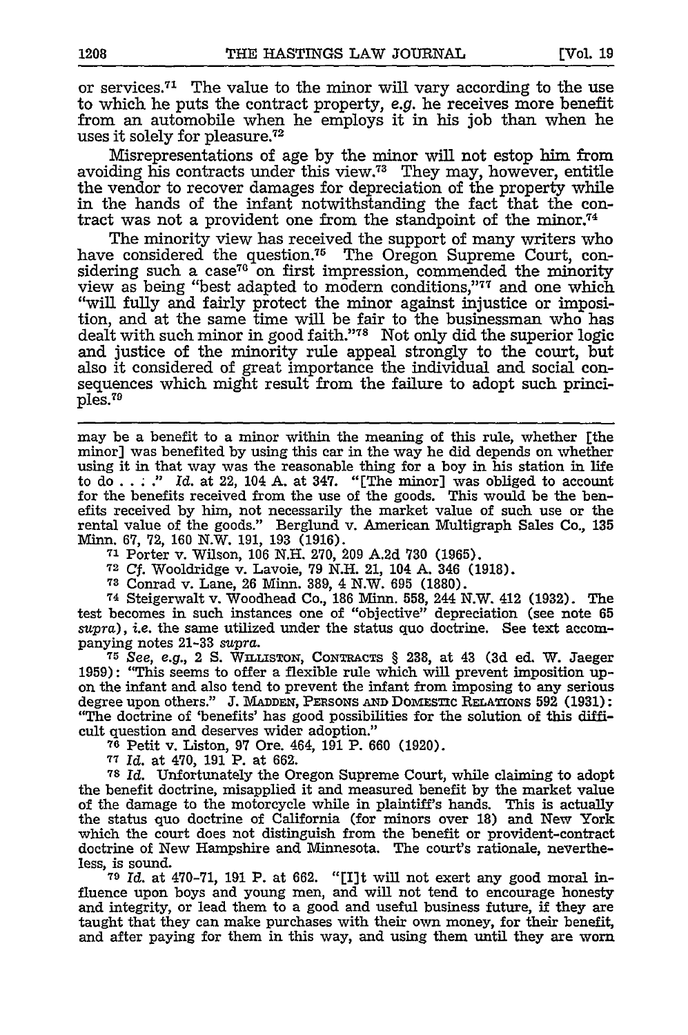or services.[71] The value to the minor will vary according to the use to which he puts the contract property, *e.g.* he receives more benefit from an automobile when he employs it in his job than when he uses it solely for pleasure.[72]

Misrepresentations of age by the minor will not estop him from avoiding his contracts under this view.[73] They may, however, entitle the vendor to recover damages for depreciation of the property while in the hands of the infant notwithstanding the fact that the contract was not a provident one from the standpoint of the minor.[74]

The minority view has received the support of many writers who have considered the question.[75] The Oregon Supreme Court, considering such a case[76] on first impression, commended the minority view as being "best adapted to modern conditions,"[77] and one which "will fully and fairly protect the minor against injustice or imposition, and at the same time will be fair to the businessman who has dealt with such minor in good faith."[78] Not only did the superior logic and justice of the minority rule appeal strongly to the court, but also it considered of great importance the individual and social consequences which might result from the failure to adopt such principles.[79]

---

may be a benefit to a minor within the meaning of this rule, whether [the minor] was benefited by using this car in the way he did depends on whether using it in that way was the reasonable thing for a boy in his station in life to do . . . ." *Id.* at 22, 104 A. at 347. "[The minor] was obliged to account for the benefits received from the use of the goods. This would be the benefits received by him, not necessarily the market value of such use or the rental value of the goods." Berglund v. American Multigraph Sales Co., 135 Minn. 67, 72, 160 N.W. 191, 193 (1916).

71 Porter v. Wilson, 106 N.H. 270, 209 A.2d 730 (1965).

72 *Cf.* Wooldridge v. Lavoie, 79 N.H. 21, 104 A. 346 (1918).

73 Conrad v. Lane, 26 Minn. 389, 4 N.W. 695 (1880).

74 Steigerwalt v. Woodhead Co., 186 Minn. 558, 244 N.W. 412 (1932). The test becomes in such instances one of "objective" depreciation (see note 65 *supra*), *i.e.* the same utilized under the status quo doctrine. See text accompanying notes 21-33 *supra*.

75 *See, e.g.*, 2 S. WILLISTON, CONTRACTS § 238, at 43 (3d ed. W. Jaeger 1959): "This seems to offer a flexible rule which will prevent imposition upon the infant and also tend to prevent the infant from imposing to any serious degree upon others." J. MADDEN, PERSONS AND DOMESTIC RELATIONS 592 (1931): "The doctrine of 'benefits' has good possibilities for the solution of this difficult question and deserves wider adoption."

76 Petit v. Liston, 97 Ore. 464, 191 P. 660 (1920).

77 *Id.* at 470, 191 P. at 662.

78 *Id.* Unfortunately the Oregon Supreme Court, while claiming to adopt the benefit doctrine, misapplied it and measured benefit by the market value of the damage to the motorcycle while in plaintiff's hands. This is actually the status quo doctrine of California (for minors over 18) and New York which the court does not distinguish from the benefit or provident-contract doctrine of New Hampshire and Minnesota. The court's rationale, nevertheless, is sound.

79 *Id.* at 470-71, 191 P. at 662. "[I]t will not exert any good moral influence upon boys and young men, and will not tend to encourage honesty and integrity, or lead them to a good and useful business future, if they are taught that they can make purchases with their own money, for their benefit, and after paying for them in this way, and using them until they are worn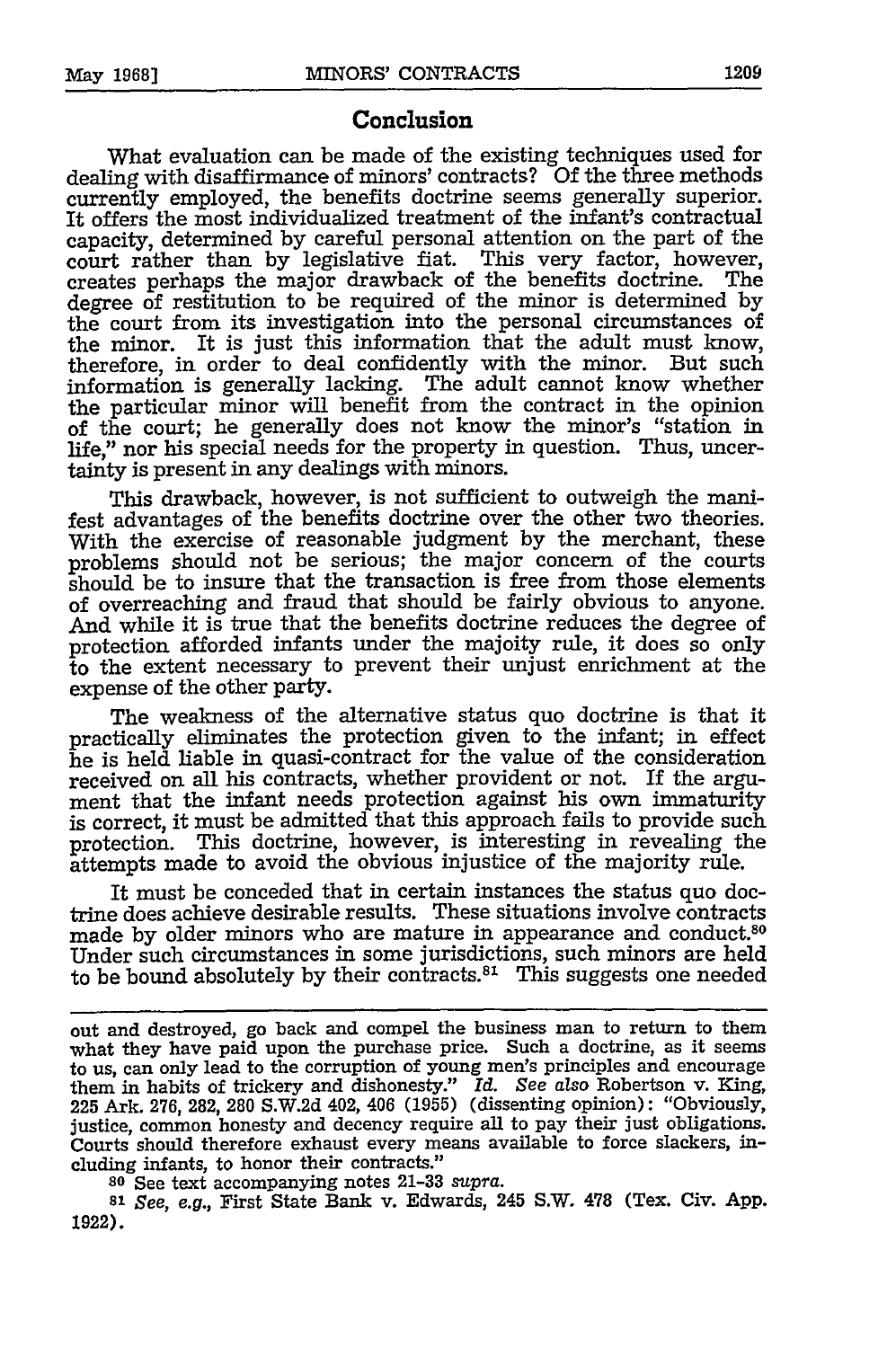## Conclusion

What evaluation can be made of the existing techniques used for dealing with disaffirmance of minors' contracts? Of the three methods currently employed, the benefits doctrine seems generally superior. It offers the most individualized treatment of the infant's contractual capacity, determined by careful personal attention on the part of the court rather than by legislative fiat. This very factor, however, creates perhaps the major drawback of the benefits doctrine. The degree of restitution to be required of the minor is determined by the court from its investigation into the personal circumstances of the minor. It is just this information that the adult must know, therefore, in order to deal confidently with the minor. But such information is generally lacking. The adult cannot know whether the particular minor will benefit from the contract in the opinion of the court; he generally does not know the minor's "station in life," nor his special needs for the property in question. Thus, uncertainty is present in any dealings with minors.

This drawback, however, is not sufficient to outweigh the manifest advantages of the benefits doctrine over the other two theories. With the exercise of reasonable judgment by the merchant, these problems should not be serious; the major concern of the courts should be to insure that the transaction is free from those elements of overreaching and fraud that should be fairly obvious to anyone. And while it is true that the benefits doctrine reduces the degree of protection afforded infants under the majoity rule, it does so only to the extent necessary to prevent their unjust enrichment at the expense of the other party.

The weakness of the alternative status quo doctrine is that it practically eliminates the protection given to the infant; in effect he is held liable in quasi-contract for the value of the consideration received on all his contracts, whether provident or not. If the argument that the infant needs protection against his own immaturity is correct, it must be admitted that this approach fails to provide such protection. This doctrine, however, is interesting in revealing the attempts made to avoid the obvious injustice of the majority rule.

It must be conceded that in certain instances the status quo doctrine does achieve desirable results. These situations involve contracts made by older minors who are mature in appearance and conduct.[80] Under such circumstances in some jurisdictions, such minors are held to be bound absolutely by their contracts.[81] This suggests one needed

---

out and destroyed, go back and compel the business man to return to them what they have paid upon the purchase price. Such a doctrine, as it seems to us, can only lead to the corruption of young men's principles and encourage them in habits of trickery and dishonesty." *Id. See also* Robertson v. King, 225 Ark. 276, 282, 280 S.W.2d 402, 406 (1955) (dissenting opinion): "Obviously, justice, common honesty and decency require all to pay their just obligations. Courts should therefore exhaust every means available to force slackers, including infants, to honor their contracts."

[80] See text accompanying notes 21-33 *supra*.

[81] *See, e.g.*, First State Bank v. Edwards, 245 S.W. 478 (Tex. Civ. App. 1922).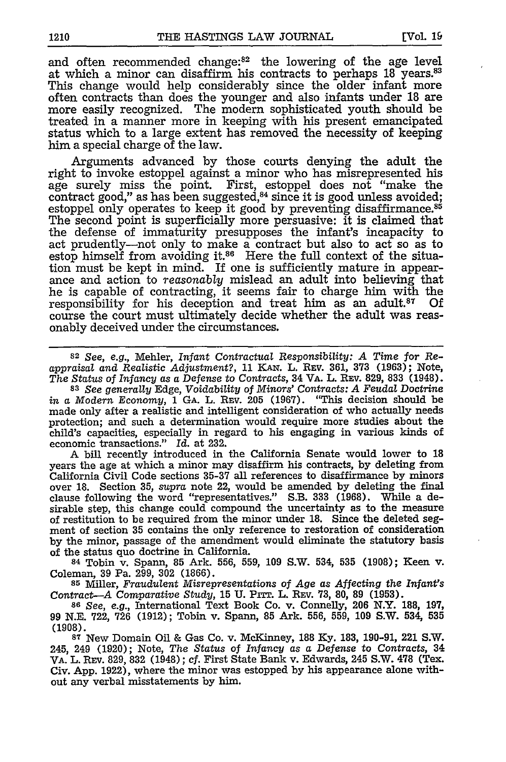and often recommended change:[82] the lowering of the age level at which a minor can disaffirm his contracts to perhaps 18 years.[83] This change would help considerably since the older infant more often contracts than does the younger and also infants under 18 are more easily recognized. The modern sophisticated youth should be treated in a manner more in keeping with his present emancipated status which to a large extent has removed the necessity of keeping him a special charge of the law.

Arguments advanced by those courts denying the adult the right to invoke estoppel against a minor who has misrepresented his age surely miss the point. First, estoppel does not "make the contract good," as has been suggested,[84] since it is good unless avoided; estoppel only operates to keep it good by preventing disaffirmance.[85] The second point is superficially more persuasive: it is claimed that the defense of immaturity presupposes the infant's incapacity to act prudently—not only to make a contract but also to act so as to estop himself from avoiding it.[86] Here the full context of the situation must be kept in mind. If one is sufficiently mature in appearance and action to *reasonably* mislead an adult into believing that he is capable of contracting, it seems fair to charge him with the responsibility for his deception and treat him as an adult.[87] Of course the court must ultimately decide whether the adult was reasonably deceived under the circumstances.

---

[82] *See, e.g.*, Mehler, *Infant Contractual Responsibility: A Time for Reappraisal and Realistic Adjustment?*, 11 KAN. L. REV. 361, 373 (1963); Note, *The Status of Infancy as a Defense to Contracts*, 34 VA. L. REV. 829, 833 (1948).

[83] *See generally* Edge, *Voidability of Minors' Contracts: A Feudal Doctrine in a Modern Economy*, 1 GA. L. REV. 205 (1967). "This decision should be made only after a realistic and intelligent consideration of who actually needs protection; and such a determination would require more studies about the child's capacities, especially in regard to his engaging in various kinds of economic transactions." *Id.* at 232.

A bill recently introduced in the California Senate would lower to 18 years the age at which a minor may disaffirm his contracts, by deleting from California Civil Code sections 35-37 all references to disaffirmance by minors over 18. Section 35, *supra* note 22, would be amended by deleting the final clause following the word "representatives." S.B. 333 (1968). While a desirable step, this change could compound the uncertainty as to the measure of restitution to be required from the minor under 18. Since the deleted segment of section 35 contains the only reference to restoration of consideration by the minor, passage of the amendment would eliminate the statutory basis of the status quo doctrine in California.

[84] Tobin v. Spann, 85 Ark. 556, 559, 109 S.W. 534, 535 (1908); Keen v. Coleman, 39 Pa. 299, 302 (1866).

[85] Miller, *Fraudulent Misrepresentations of Age as Affecting the Infant's Contract—A Comparative Study*, 15 U. PITT. L. REV. 73, 80, 89 (1953).

[86] *See, e.g.*, International Text Book Co. v. Connelly, 206 N.Y. 188, 197, 99 N.E. 722, 726 (1912); Tobin v. Spann, 85 Ark. 556, 559, 109 S.W. 534, 535 (1908).

[87] New Domain Oil & Gas Co. v. McKinney, 188 Ky. 183, 190-91, 221 S.W. 245, 249 (1920); Note, *The Status of Infancy as a Defense to Contracts*, 34 VA. L. REV. 829, 832 (1948); *cf.* First State Bank v. Edwards, 245 S.W. 478 (Tex. Civ. App. 1922), where the minor was estopped by his appearance alone without any verbal misstatements by him.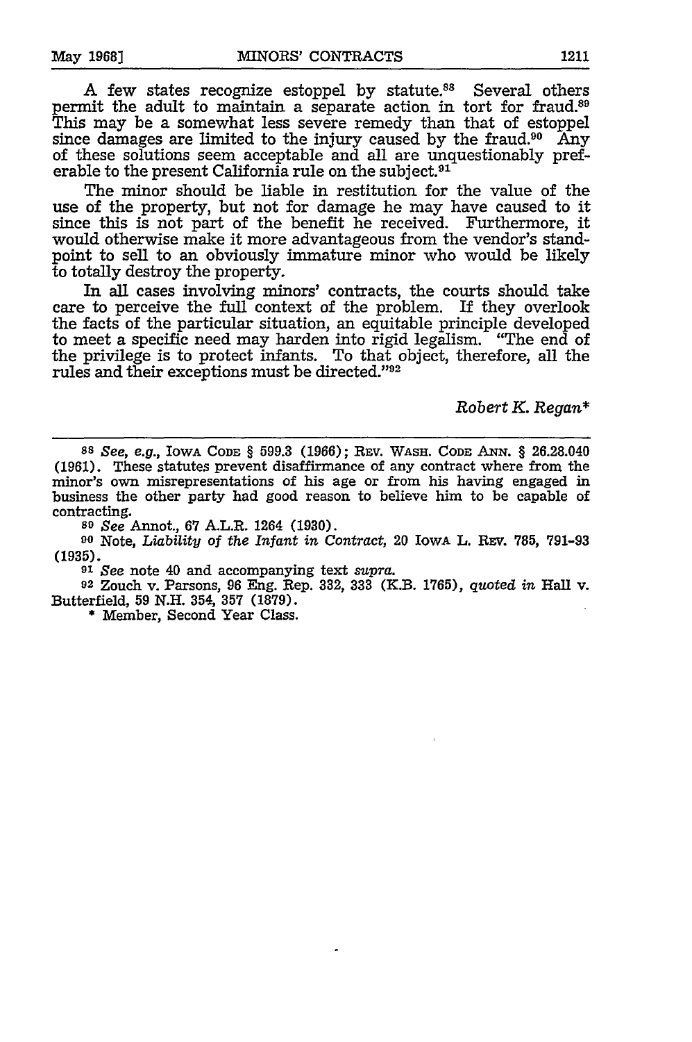A few states recognize estoppel by statute.[88] Several others permit the adult to maintain a separate action in tort for fraud.[89] This may be a somewhat less severe remedy than that of estoppel since damages are limited to the injury caused by the fraud.[90] Any of these solutions seem acceptable and all are unquestionably preferable to the present California rule on the subject.[91]

The minor should be liable in restitution for the value of the use of the property, but not for damage he may have caused to it since this is not part of the benefit he received. Furthermore, it would otherwise make it more advantageous from the vendor's standpoint to sell to an obviously immature minor who would be likely to totally destroy the property.

In all cases involving minors' contracts, the courts should take care to perceive the full context of the problem. If they overlook the facts of the particular situation, an equitable principle developed to meet a specific need may harden into rigid legalism. "The end of the privilege is to protect infants. To that object, therefore, all the rules and their exceptions must be directed."[92]

*Robert K. Regan**

---

[88] *See, e.g.*, IOWA CODE § 599.3 (1966); REV. WASH. CODE ANN. § 26.28.040 (1961). These statutes prevent disaffirmance of any contract where from the minor's own misrepresentations of his age or from his having engaged in business the other party had good reason to believe him to be capable of contracting.

[89] *See* Annot., 67 A.L.R. 1264 (1930).

[90] Note, *Liability of the Infant in Contract*, 20 IOWA L. REV. 785, 791-93 (1935).

[91] *See* note 40 and accompanying text *supra*.

[92] Zouch v. Parsons, 96 Eng. Rep. 332, 333 (K.B. 1765), *quoted in* Hall v. Butterfield, 59 N.H. 354, 357 (1879).

\* Member, Second Year Class.